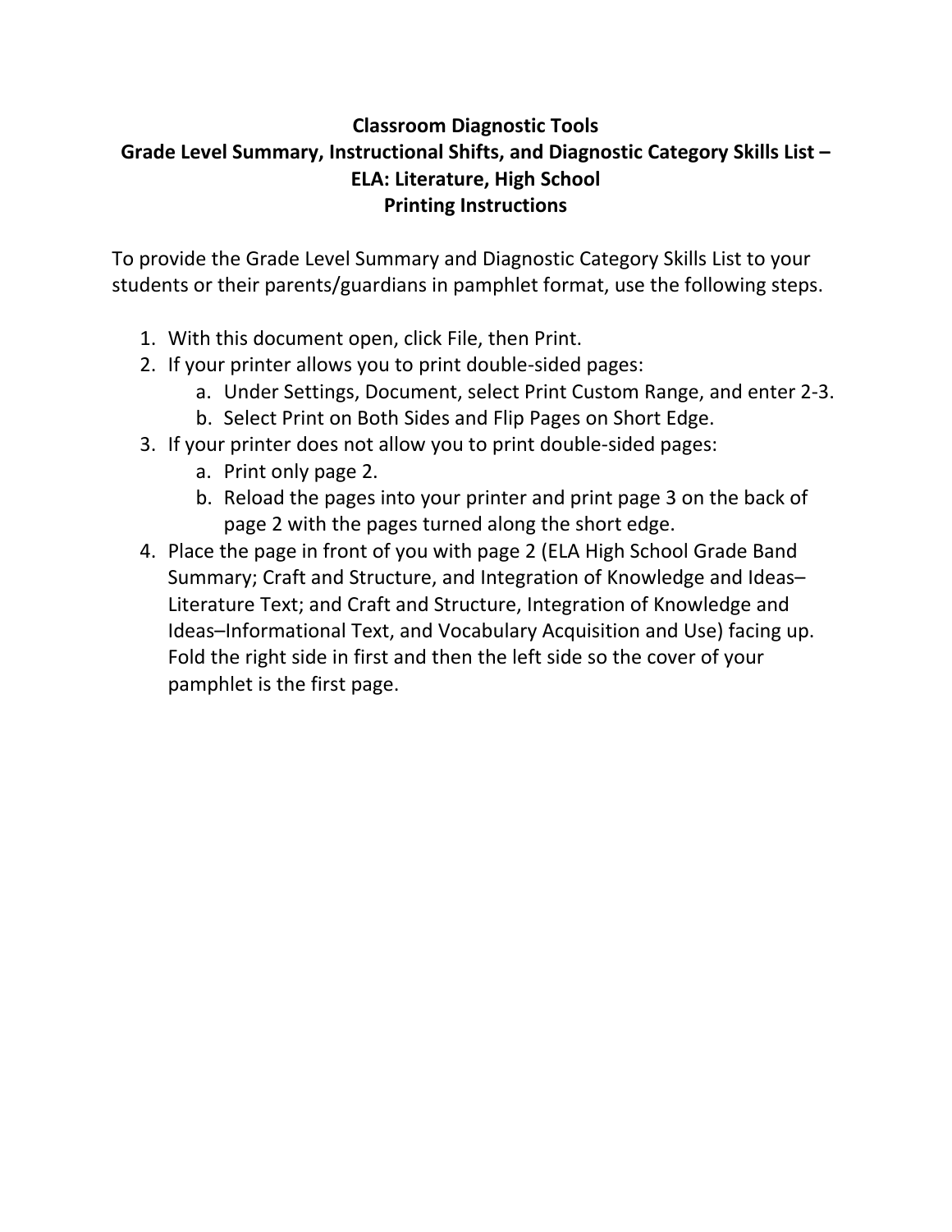# Classroom Diagnostic Tools
## Grade Level Summary, Instructional Shifts, and Diagnostic Category Skills List – ELA: Literature, High School
## Printing Instructions

To provide the Grade Level Summary and Diagnostic Category Skills List to your students or their parents/guardians in pamphlet format, use the following steps.

1. With this document open, click File, then Print.
2. If your printer allows you to print double-sided pages:
   a. Under Settings, Document, select Print Custom Range, and enter 2-3.
   b. Select Print on Both Sides and Flip Pages on Short Edge.
3. If your printer does not allow you to print double-sided pages:
   a. Print only page 2.
   b. Reload the pages into your printer and print page 3 on the back of page 2 with the pages turned along the short edge.
4. Place the page in front of you with page 2 (ELA High School Grade Band Summary; Craft and Structure, and Integration of Knowledge and Ideas–Literature Text; and Craft and Structure, Integration of Knowledge and Ideas–Informational Text, and Vocabulary Acquisition and Use) facing up. Fold the right side in first and then the left side so the cover of your pamphlet is the first page.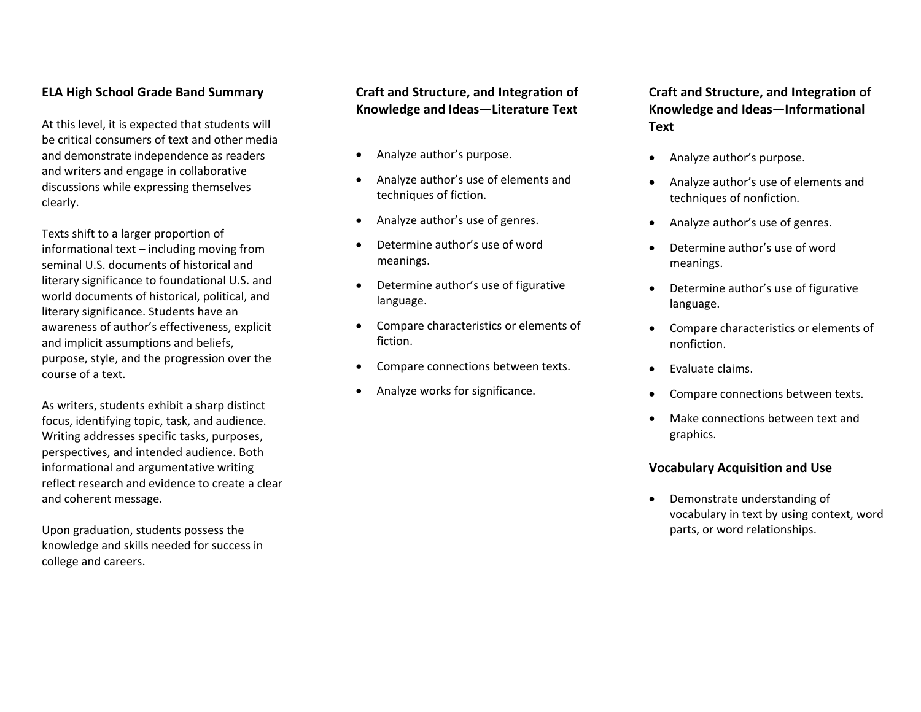**ELA High School Grade Band Summary**

At this level, it is expected that students will be critical consumers of text and other media and demonstrate independence as readers and writers and engage in collaborative discussions while expressing themselves clearly.

Texts shift to a larger proportion of informational text – including moving from seminal U.S. documents of historical and literary significance to foundational U.S. and world documents of historical, political, and literary significance. Students have an awareness of author's effectiveness, explicit and implicit assumptions and beliefs, purpose, style, and the progression over the course of a text.

As writers, students exhibit a sharp distinct focus, identifying topic, task, and audience. Writing addresses specific tasks, purposes, perspectives, and intended audience. Both informational and argumentative writing reflect research and evidence to create a clear and coherent message.

Upon graduation, students possess the knowledge and skills needed for success in college and careers.

**Craft and Structure, and Integration of Knowledge and Ideas—Literature Text**

- Analyze author's purpose.
- Analyze author's use of elements and techniques of fiction.
- Analyze author's use of genres.
- Determine author's use of word meanings.
- Determine author's use of figurative language.
- Compare characteristics or elements of fiction.
- Compare connections between texts.
- Analyze works for significance.

**Craft and Structure, and Integration of Knowledge and Ideas—Informational Text**

- Analyze author's purpose.
- Analyze author's use of elements and techniques of nonfiction.
- Analyze author's use of genres.
- Determine author's use of word meanings.
- Determine author's use of figurative language.
- Compare characteristics or elements of nonfiction.
- Evaluate claims.
- Compare connections between texts.
- Make connections between text and graphics.

**Vocabulary Acquisition and Use**

- Demonstrate understanding of vocabulary in text by using context, word parts, or word relationships.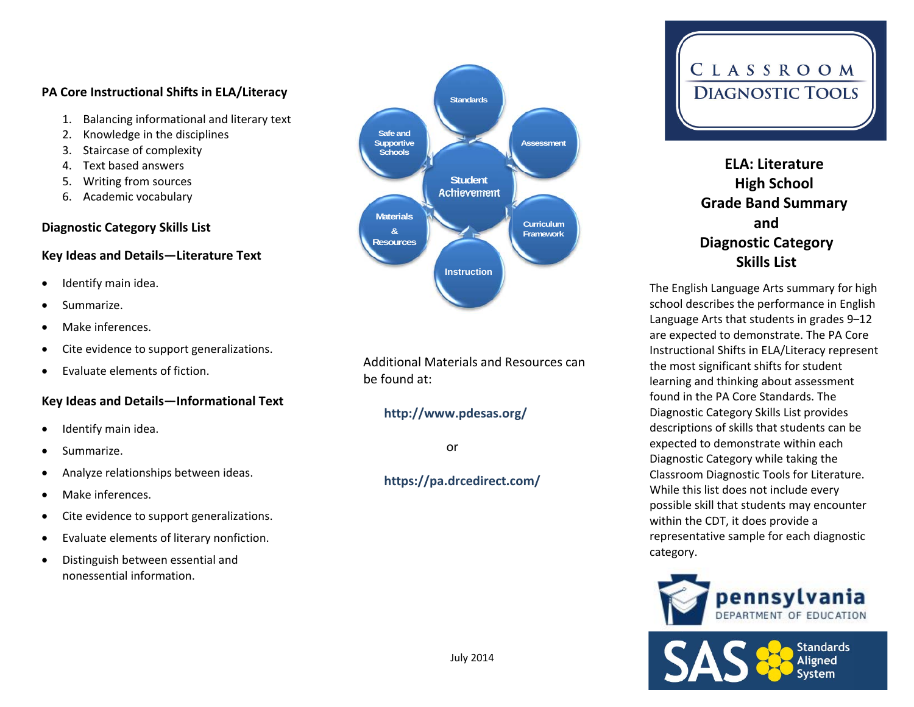## PA Core Instructional Shifts in ELA/Literacy

1. Balancing informational and literary text
2. Knowledge in the disciplines
3. Staircase of complexity
4. Text based answers
5. Writing from sources
6. Academic vocabulary

### Diagnostic Category Skills List

### Key Ideas and Details—Literature Text

- Identify main idea.
- Summarize.
- Make inferences.
- Cite evidence to support generalizations.
- Evaluate elements of fiction.

### Key Ideas and Details—Informational Text

- Identify main idea.
- Summarize.
- Analyze relationships between ideas.
- Make inferences.
- Cite evidence to support generalizations.
- Evaluate elements of literary nonfiction.
- Distinguish between essential and nonessential information.

Standards
Safe and Supportive Schools
Assessment
Student Achievement
Materials & Resources
Curriculum Framework
Instruction

Additional Materials and Resources can be found at:

**http://www.pdesas.org/**

or

**https://pa.drcedirect.com/**

July 2014

CLASSROOM DIAGNOSTIC TOOLS

## ELA: Literature High School Grade Band Summary and Diagnostic Category Skills List

The English Language Arts summary for high school describes the performance in English Language Arts that students in grades 9–12 are expected to demonstrate. The PA Core Instructional Shifts in ELA/Literacy represent the most significant shifts for student learning and thinking about assessment found in the PA Core Standards. The Diagnostic Category Skills List provides descriptions of skills that students can be expected to demonstrate within each Diagnostic Category while taking the Classroom Diagnostic Tools for Literature. While this list does not include every possible skill that students may encounter within the CDT, it does provide a representative sample for each diagnostic category.

pennsylvania DEPARTMENT OF EDUCATION

SAS Standards Aligned System